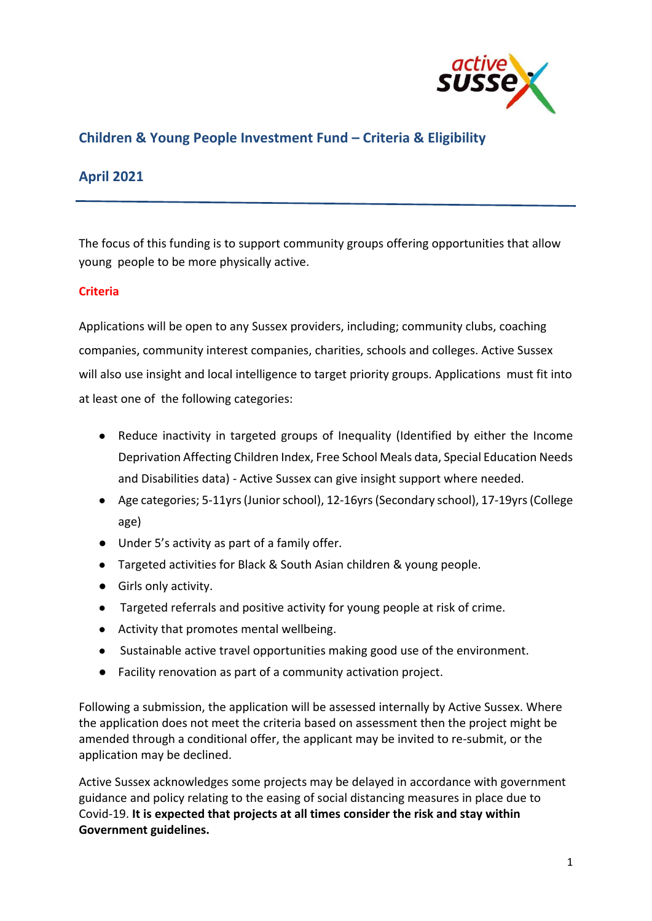## Children & Young People Investment Fund – Criteria & Eligibility

## April 2021

---

The focus of this funding is to support community groups offering opportunities that allow young people to be more physically active.

### Criteria

Applications will be open to any Sussex providers, including; community clubs, coaching companies, community interest companies, charities, schools and colleges. Active Sussex will also use insight and local intelligence to target priority groups. Applications must fit into at least one of the following categories:

- Reduce inactivity in targeted groups of Inequality (Identified by either the Income Deprivation Affecting Children Index, Free School Meals data, Special Education Needs and Disabilities data) - Active Sussex can give insight support where needed.
- Age categories; 5-11yrs (Junior school), 12-16yrs (Secondary school), 17-19yrs (College age)
- Under 5's activity as part of a family offer.
- Targeted activities for Black & South Asian children & young people.
- Girls only activity.
- Targeted referrals and positive activity for young people at risk of crime.
- Activity that promotes mental wellbeing.
- Sustainable active travel opportunities making good use of the environment.
- Facility renovation as part of a community activation project.

Following a submission, the application will be assessed internally by Active Sussex. Where the application does not meet the criteria based on assessment then the project might be amended through a conditional offer, the applicant may be invited to re-submit, or the application may be declined.

Active Sussex acknowledges some projects may be delayed in accordance with government guidance and policy relating to the easing of social distancing measures in place due to Covid-19. **It is expected that projects at all times consider the risk and stay within Government guidelines.**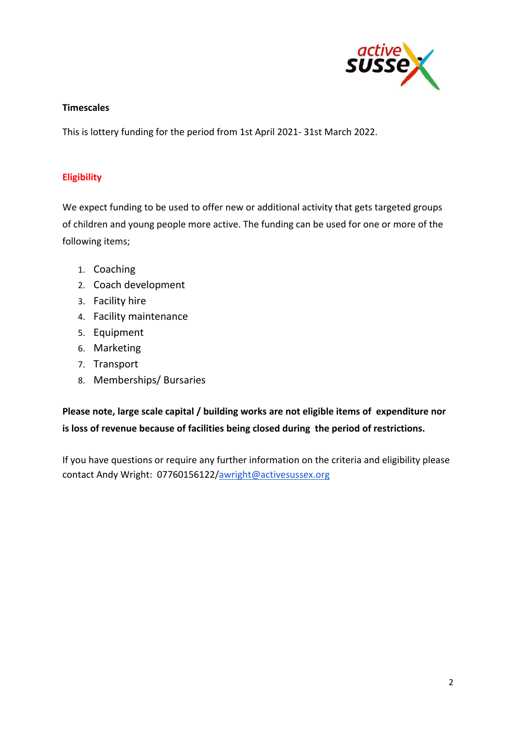## Timescales

This is lottery funding for the period from 1st April 2021- 31st March 2022.

## Eligibility

We expect funding to be used to offer new or additional activity that gets targeted groups of children and young people more active. The funding can be used for one or more of the following items;

1. Coaching
2. Coach development
3. Facility hire
4. Facility maintenance
5. Equipment
6. Marketing
7. Transport
8. Memberships/ Bursaries

**Please note, large scale capital / building works are not eligible items of expenditure nor is loss of revenue because of facilities being closed during the period of restrictions.**

If you have questions or require any further information on the criteria and eligibility please contact Andy Wright: 07760156122/awright@activesussex.org